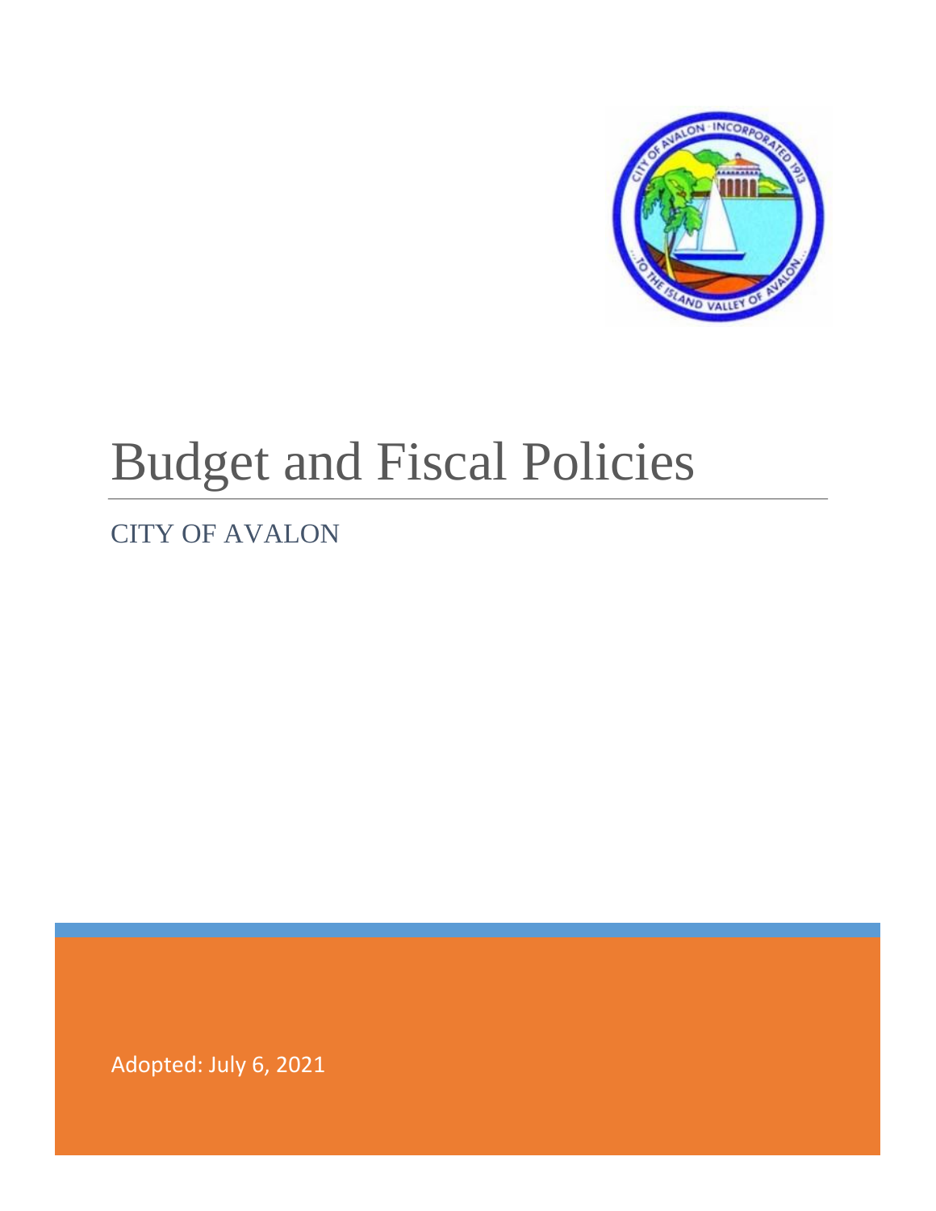# Budget and Fiscal Policies

## CITY OF AVALON

Adopted: July 6, 2021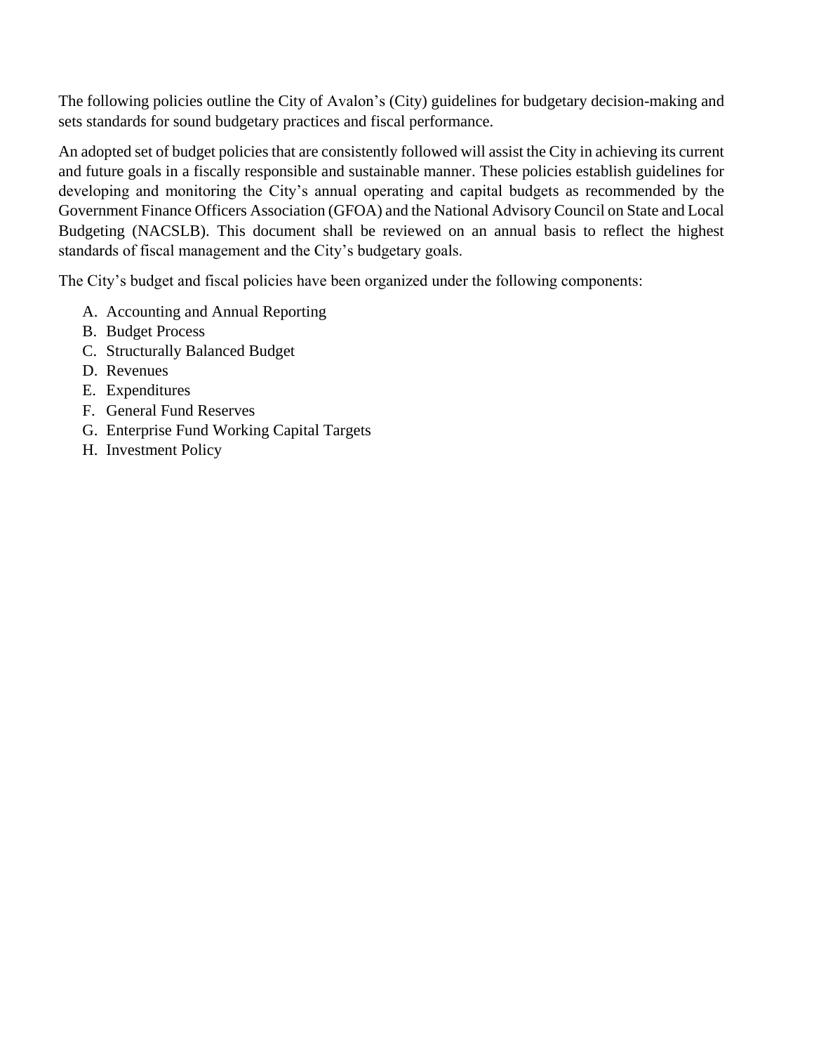The following policies outline the City of Avalon's (City) guidelines for budgetary decision-making and sets standards for sound budgetary practices and fiscal performance.

An adopted set of budget policies that are consistently followed will assist the City in achieving its current and future goals in a fiscally responsible and sustainable manner. These policies establish guidelines for developing and monitoring the City's annual operating and capital budgets as recommended by the Government Finance Officers Association (GFOA) and the National Advisory Council on State and Local Budgeting (NACSLB). This document shall be reviewed on an annual basis to reflect the highest standards of fiscal management and the City's budgetary goals.

The City's budget and fiscal policies have been organized under the following components:

A. Accounting and Annual Reporting
B. Budget Process
C. Structurally Balanced Budget
D. Revenues
E. Expenditures
F. General Fund Reserves
G. Enterprise Fund Working Capital Targets
H. Investment Policy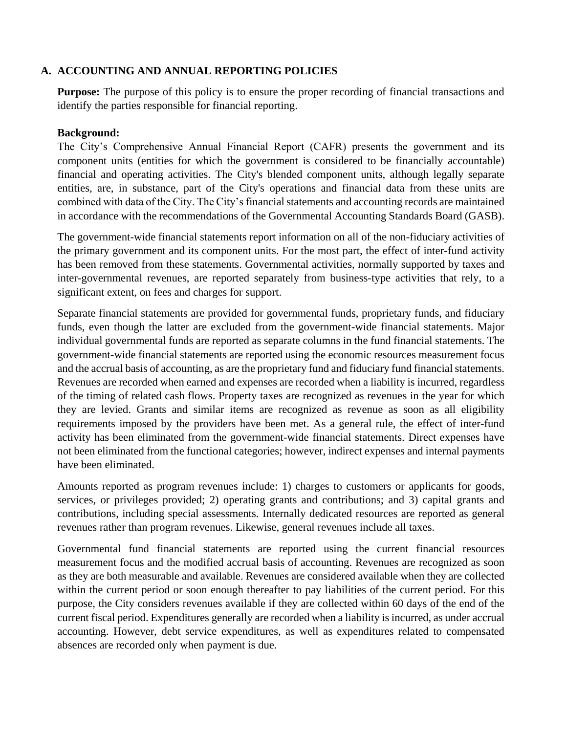## A. ACCOUNTING AND ANNUAL REPORTING POLICIES

**Purpose:** The purpose of this policy is to ensure the proper recording of financial transactions and identify the parties responsible for financial reporting.

**Background:**

The City's Comprehensive Annual Financial Report (CAFR) presents the government and its component units (entities for which the government is considered to be financially accountable) financial and operating activities. The City's blended component units, although legally separate entities, are, in substance, part of the City's operations and financial data from these units are combined with data of the City. The City's financial statements and accounting records are maintained in accordance with the recommendations of the Governmental Accounting Standards Board (GASB).

The government-wide financial statements report information on all of the non-fiduciary activities of the primary government and its component units. For the most part, the effect of inter-fund activity has been removed from these statements. Governmental activities, normally supported by taxes and inter-governmental revenues, are reported separately from business-type activities that rely, to a significant extent, on fees and charges for support.

Separate financial statements are provided for governmental funds, proprietary funds, and fiduciary funds, even though the latter are excluded from the government-wide financial statements. Major individual governmental funds are reported as separate columns in the fund financial statements. The government-wide financial statements are reported using the economic resources measurement focus and the accrual basis of accounting, as are the proprietary fund and fiduciary fund financial statements. Revenues are recorded when earned and expenses are recorded when a liability is incurred, regardless of the timing of related cash flows. Property taxes are recognized as revenues in the year for which they are levied. Grants and similar items are recognized as revenue as soon as all eligibility requirements imposed by the providers have been met. As a general rule, the effect of inter-fund activity has been eliminated from the government-wide financial statements. Direct expenses have not been eliminated from the functional categories; however, indirect expenses and internal payments have been eliminated.

Amounts reported as program revenues include: 1) charges to customers or applicants for goods, services, or privileges provided; 2) operating grants and contributions; and 3) capital grants and contributions, including special assessments. Internally dedicated resources are reported as general revenues rather than program revenues. Likewise, general revenues include all taxes.

Governmental fund financial statements are reported using the current financial resources measurement focus and the modified accrual basis of accounting. Revenues are recognized as soon as they are both measurable and available. Revenues are considered available when they are collected within the current period or soon enough thereafter to pay liabilities of the current period. For this purpose, the City considers revenues available if they are collected within 60 days of the end of the current fiscal period. Expenditures generally are recorded when a liability is incurred, as under accrual accounting. However, debt service expenditures, as well as expenditures related to compensated absences are recorded only when payment is due.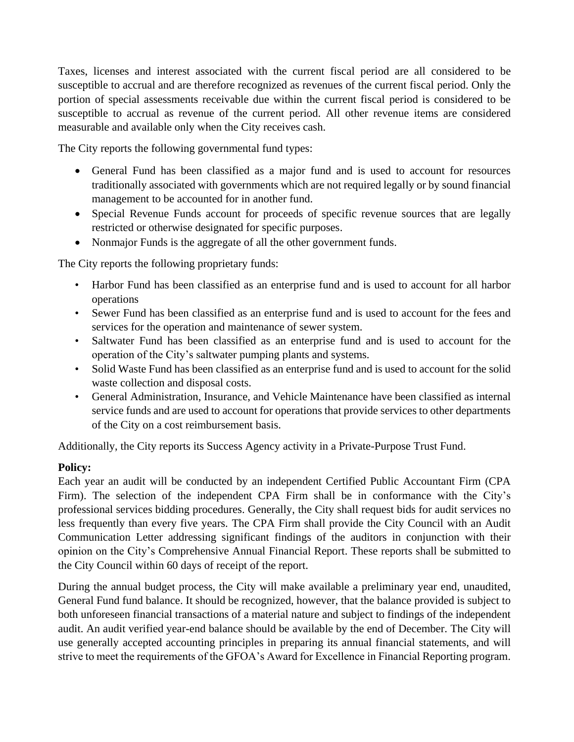Taxes, licenses and interest associated with the current fiscal period are all considered to be susceptible to accrual and are therefore recognized as revenues of the current fiscal period. Only the portion of special assessments receivable due within the current fiscal period is considered to be susceptible to accrual as revenue of the current period. All other revenue items are considered measurable and available only when the City receives cash.

The City reports the following governmental fund types:

- General Fund has been classified as a major fund and is used to account for resources traditionally associated with governments which are not required legally or by sound financial management to be accounted for in another fund.
- Special Revenue Funds account for proceeds of specific revenue sources that are legally restricted or otherwise designated for specific purposes.
- Nonmajor Funds is the aggregate of all the other government funds.

The City reports the following proprietary funds:

- Harbor Fund has been classified as an enterprise fund and is used to account for all harbor operations
- Sewer Fund has been classified as an enterprise fund and is used to account for the fees and services for the operation and maintenance of sewer system.
- Saltwater Fund has been classified as an enterprise fund and is used to account for the operation of the City's saltwater pumping plants and systems.
- Solid Waste Fund has been classified as an enterprise fund and is used to account for the solid waste collection and disposal costs.
- General Administration, Insurance, and Vehicle Maintenance have been classified as internal service funds and are used to account for operations that provide services to other departments of the City on a cost reimbursement basis.

Additionally, the City reports its Success Agency activity in a Private-Purpose Trust Fund.

**Policy:**

Each year an audit will be conducted by an independent Certified Public Accountant Firm (CPA Firm). The selection of the independent CPA Firm shall be in conformance with the City's professional services bidding procedures. Generally, the City shall request bids for audit services no less frequently than every five years. The CPA Firm shall provide the City Council with an Audit Communication Letter addressing significant findings of the auditors in conjunction with their opinion on the City's Comprehensive Annual Financial Report. These reports shall be submitted to the City Council within 60 days of receipt of the report.

During the annual budget process, the City will make available a preliminary year end, unaudited, General Fund fund balance. It should be recognized, however, that the balance provided is subject to both unforeseen financial transactions of a material nature and subject to findings of the independent audit. An audit verified year-end balance should be available by the end of December. The City will use generally accepted accounting principles in preparing its annual financial statements, and will strive to meet the requirements of the GFOA's Award for Excellence in Financial Reporting program.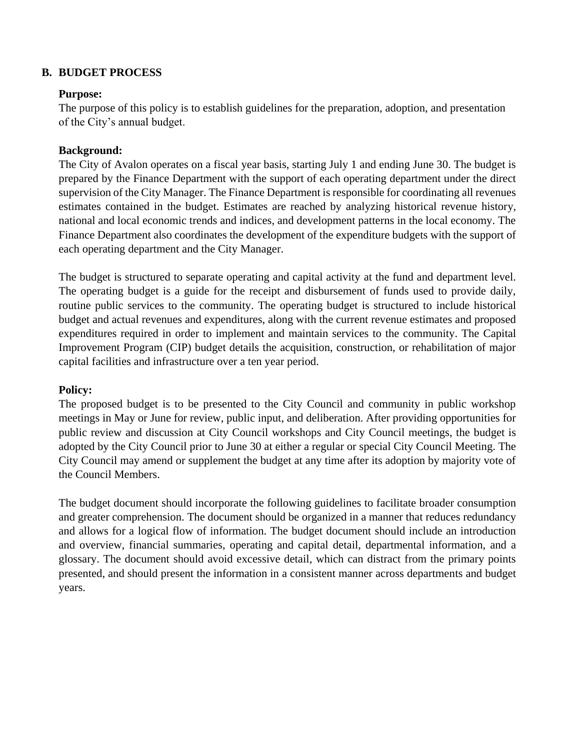## B. BUDGET PROCESS

**Purpose:**

The purpose of this policy is to establish guidelines for the preparation, adoption, and presentation of the City's annual budget.

**Background:**

The City of Avalon operates on a fiscal year basis, starting July 1 and ending June 30. The budget is prepared by the Finance Department with the support of each operating department under the direct supervision of the City Manager. The Finance Department is responsible for coordinating all revenues estimates contained in the budget. Estimates are reached by analyzing historical revenue history, national and local economic trends and indices, and development patterns in the local economy. The Finance Department also coordinates the development of the expenditure budgets with the support of each operating department and the City Manager.

The budget is structured to separate operating and capital activity at the fund and department level. The operating budget is a guide for the receipt and disbursement of funds used to provide daily, routine public services to the community. The operating budget is structured to include historical budget and actual revenues and expenditures, along with the current revenue estimates and proposed expenditures required in order to implement and maintain services to the community. The Capital Improvement Program (CIP) budget details the acquisition, construction, or rehabilitation of major capital facilities and infrastructure over a ten year period.

**Policy:**

The proposed budget is to be presented to the City Council and community in public workshop meetings in May or June for review, public input, and deliberation. After providing opportunities for public review and discussion at City Council workshops and City Council meetings, the budget is adopted by the City Council prior to June 30 at either a regular or special City Council Meeting. The City Council may amend or supplement the budget at any time after its adoption by majority vote of the Council Members.

The budget document should incorporate the following guidelines to facilitate broader consumption and greater comprehension. The document should be organized in a manner that reduces redundancy and allows for a logical flow of information. The budget document should include an introduction and overview, financial summaries, operating and capital detail, departmental information, and a glossary. The document should avoid excessive detail, which can distract from the primary points presented, and should present the information in a consistent manner across departments and budget years.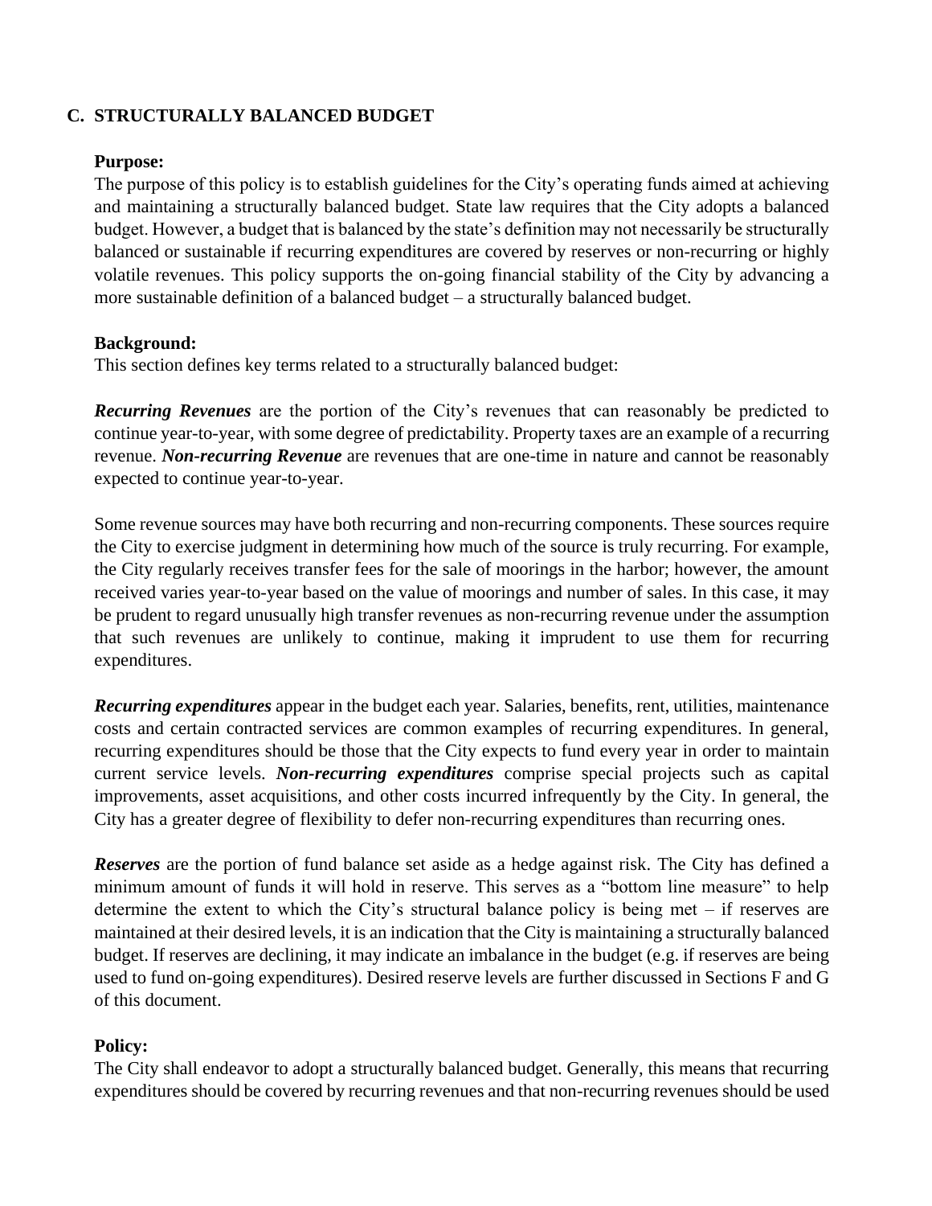## C. STRUCTURALLY BALANCED BUDGET

**Purpose:**
The purpose of this policy is to establish guidelines for the City's operating funds aimed at achieving and maintaining a structurally balanced budget. State law requires that the City adopts a balanced budget. However, a budget that is balanced by the state's definition may not necessarily be structurally balanced or sustainable if recurring expenditures are covered by reserves or non-recurring or highly volatile revenues. This policy supports the on-going financial stability of the City by advancing a more sustainable definition of a balanced budget – a structurally balanced budget.

**Background:**
This section defines key terms related to a structurally balanced budget:

***Recurring Revenues*** are the portion of the City's revenues that can reasonably be predicted to continue year-to-year, with some degree of predictability. Property taxes are an example of a recurring revenue. ***Non-recurring Revenue*** are revenues that are one-time in nature and cannot be reasonably expected to continue year-to-year.

Some revenue sources may have both recurring and non-recurring components. These sources require the City to exercise judgment in determining how much of the source is truly recurring. For example, the City regularly receives transfer fees for the sale of moorings in the harbor; however, the amount received varies year-to-year based on the value of moorings and number of sales. In this case, it may be prudent to regard unusually high transfer revenues as non-recurring revenue under the assumption that such revenues are unlikely to continue, making it imprudent to use them for recurring expenditures.

***Recurring expenditures*** appear in the budget each year. Salaries, benefits, rent, utilities, maintenance costs and certain contracted services are common examples of recurring expenditures. In general, recurring expenditures should be those that the City expects to fund every year in order to maintain current service levels. ***Non-recurring expenditures*** comprise special projects such as capital improvements, asset acquisitions, and other costs incurred infrequently by the City. In general, the City has a greater degree of flexibility to defer non-recurring expenditures than recurring ones.

***Reserves*** are the portion of fund balance set aside as a hedge against risk. The City has defined a minimum amount of funds it will hold in reserve. This serves as a "bottom line measure" to help determine the extent to which the City's structural balance policy is being met – if reserves are maintained at their desired levels, it is an indication that the City is maintaining a structurally balanced budget. If reserves are declining, it may indicate an imbalance in the budget (e.g. if reserves are being used to fund on-going expenditures). Desired reserve levels are further discussed in Sections F and G of this document.

**Policy:**
The City shall endeavor to adopt a structurally balanced budget. Generally, this means that recurring expenditures should be covered by recurring revenues and that non-recurring revenues should be used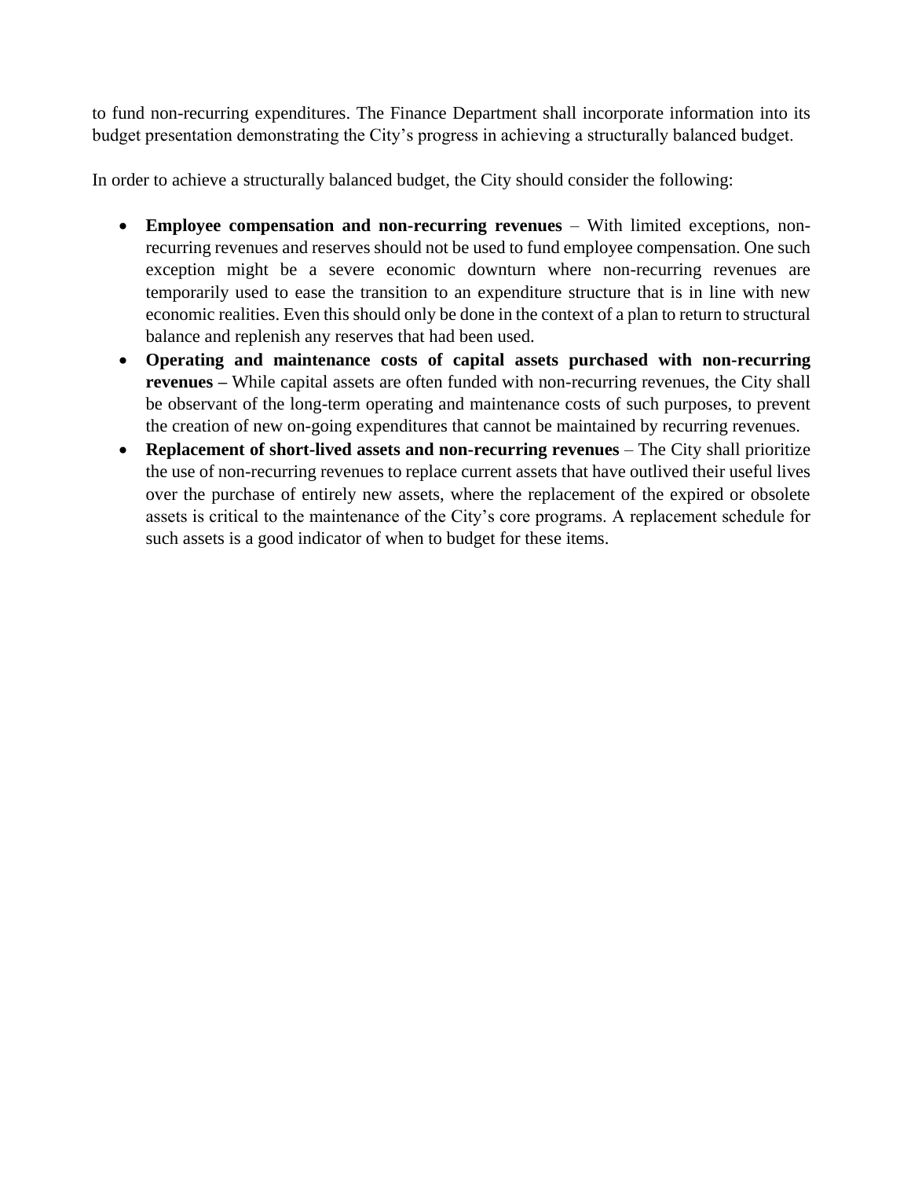to fund non-recurring expenditures. The Finance Department shall incorporate information into its budget presentation demonstrating the City's progress in achieving a structurally balanced budget.

In order to achieve a structurally balanced budget, the City should consider the following:

- **Employee compensation and non-recurring revenues** – With limited exceptions, non-recurring revenues and reserves should not be used to fund employee compensation. One such exception might be a severe economic downturn where non-recurring revenues are temporarily used to ease the transition to an expenditure structure that is in line with new economic realities. Even this should only be done in the context of a plan to return to structural balance and replenish any reserves that had been used.
- **Operating and maintenance costs of capital assets purchased with non-recurring revenues –** While capital assets are often funded with non-recurring revenues, the City shall be observant of the long-term operating and maintenance costs of such purposes, to prevent the creation of new on-going expenditures that cannot be maintained by recurring revenues.
- **Replacement of short-lived assets and non-recurring revenues** – The City shall prioritize the use of non-recurring revenues to replace current assets that have outlived their useful lives over the purchase of entirely new assets, where the replacement of the expired or obsolete assets is critical to the maintenance of the City's core programs. A replacement schedule for such assets is a good indicator of when to budget for these items.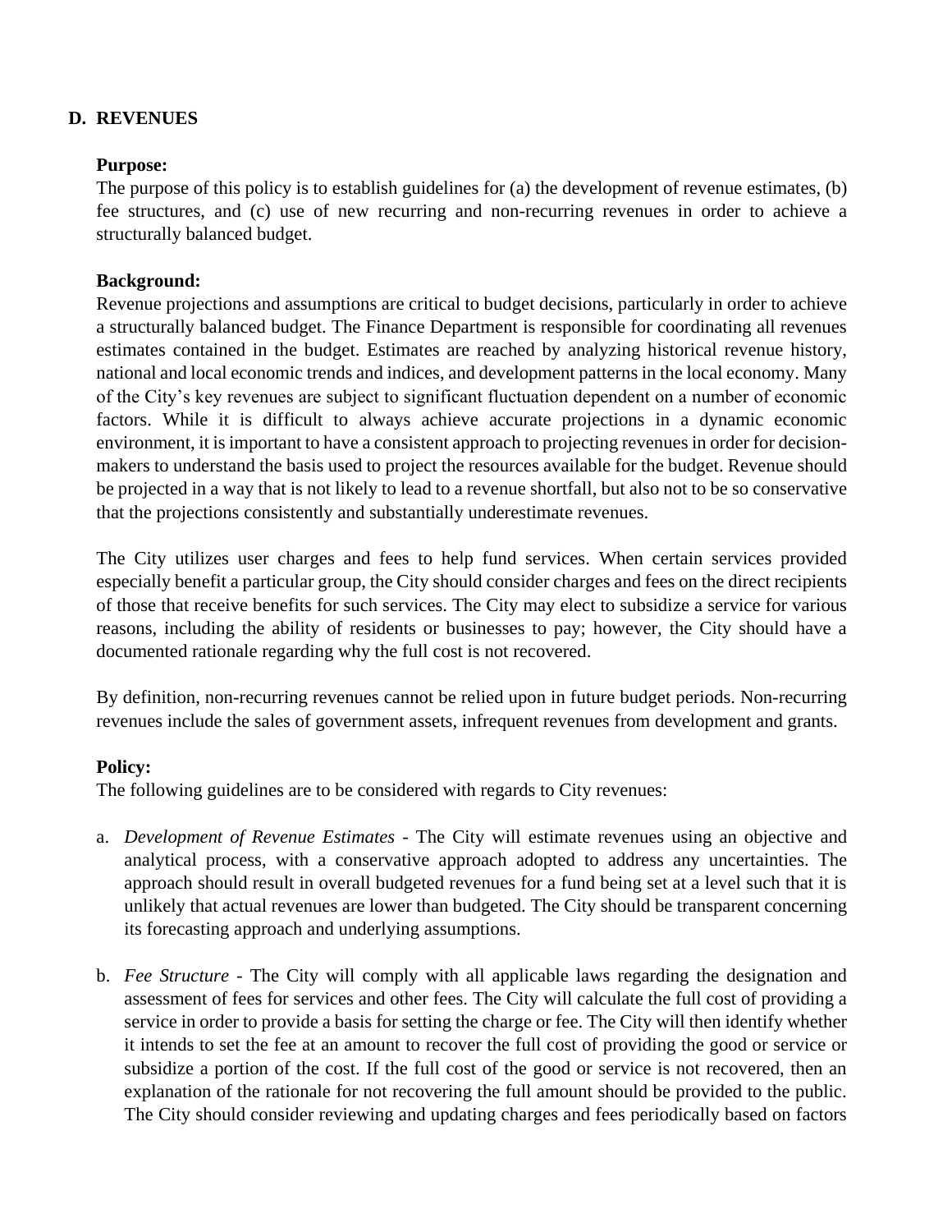## D. REVENUES

**Purpose:**
The purpose of this policy is to establish guidelines for (a) the development of revenue estimates, (b) fee structures, and (c) use of new recurring and non-recurring revenues in order to achieve a structurally balanced budget.

**Background:**
Revenue projections and assumptions are critical to budget decisions, particularly in order to achieve a structurally balanced budget. The Finance Department is responsible for coordinating all revenues estimates contained in the budget. Estimates are reached by analyzing historical revenue history, national and local economic trends and indices, and development patterns in the local economy. Many of the City's key revenues are subject to significant fluctuation dependent on a number of economic factors. While it is difficult to always achieve accurate projections in a dynamic economic environment, it is important to have a consistent approach to projecting revenues in order for decision-makers to understand the basis used to project the resources available for the budget. Revenue should be projected in a way that is not likely to lead to a revenue shortfall, but also not to be so conservative that the projections consistently and substantially underestimate revenues.

The City utilizes user charges and fees to help fund services. When certain services provided especially benefit a particular group, the City should consider charges and fees on the direct recipients of those that receive benefits for such services. The City may elect to subsidize a service for various reasons, including the ability of residents or businesses to pay; however, the City should have a documented rationale regarding why the full cost is not recovered.

By definition, non-recurring revenues cannot be relied upon in future budget periods. Non-recurring revenues include the sales of government assets, infrequent revenues from development and grants.

**Policy:**
The following guidelines are to be considered with regards to City revenues:

a. *Development of Revenue Estimates* - The City will estimate revenues using an objective and analytical process, with a conservative approach adopted to address any uncertainties. The approach should result in overall budgeted revenues for a fund being set at a level such that it is unlikely that actual revenues are lower than budgeted. The City should be transparent concerning its forecasting approach and underlying assumptions.

b. *Fee Structure* - The City will comply with all applicable laws regarding the designation and assessment of fees for services and other fees. The City will calculate the full cost of providing a service in order to provide a basis for setting the charge or fee. The City will then identify whether it intends to set the fee at an amount to recover the full cost of providing the good or service or subsidize a portion of the cost. If the full cost of the good or service is not recovered, then an explanation of the rationale for not recovering the full amount should be provided to the public. The City should consider reviewing and updating charges and fees periodically based on factors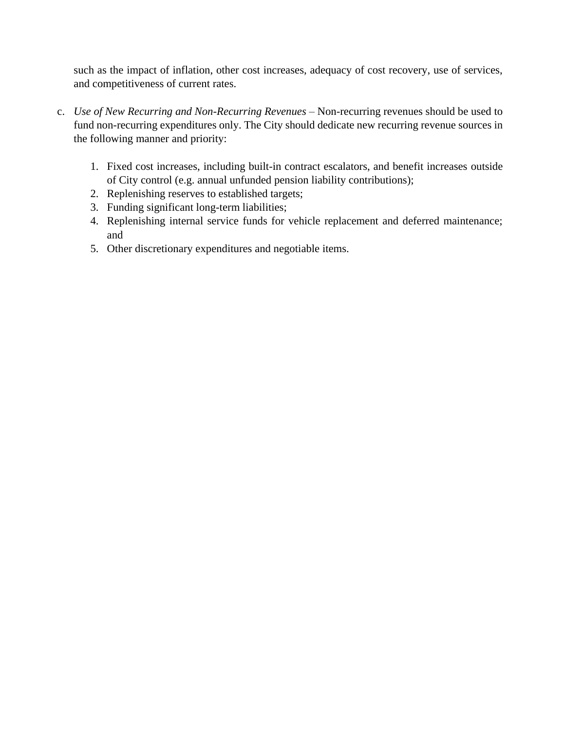such as the impact of inflation, other cost increases, adequacy of cost recovery, use of services, and competitiveness of current rates.

c. *Use of New Recurring and Non-Recurring Revenues* – Non-recurring revenues should be used to fund non-recurring expenditures only. The City should dedicate new recurring revenue sources in the following manner and priority:

   1. Fixed cost increases, including built-in contract escalators, and benefit increases outside of City control (e.g. annual unfunded pension liability contributions);
   2. Replenishing reserves to established targets;
   3. Funding significant long-term liabilities;
   4. Replenishing internal service funds for vehicle replacement and deferred maintenance; and
   5. Other discretionary expenditures and negotiable items.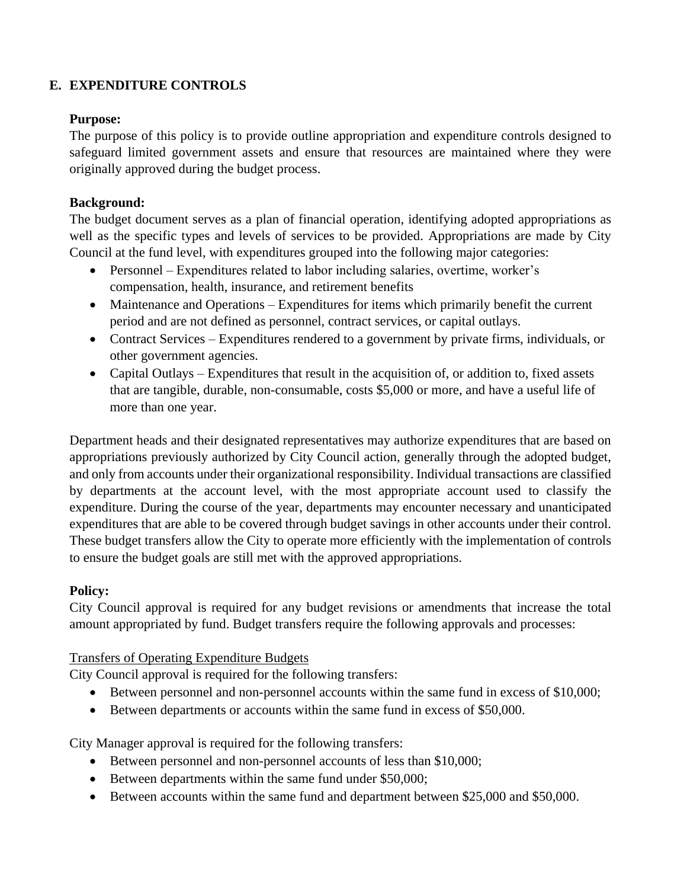## E. EXPENDITURE CONTROLS

**Purpose:**
The purpose of this policy is to provide outline appropriation and expenditure controls designed to safeguard limited government assets and ensure that resources are maintained where they were originally approved during the budget process.

**Background:**
The budget document serves as a plan of financial operation, identifying adopted appropriations as well as the specific types and levels of services to be provided. Appropriations are made by City Council at the fund level, with expenditures grouped into the following major categories:

- Personnel – Expenditures related to labor including salaries, overtime, worker's compensation, health, insurance, and retirement benefits
- Maintenance and Operations – Expenditures for items which primarily benefit the current period and are not defined as personnel, contract services, or capital outlays.
- Contract Services – Expenditures rendered to a government by private firms, individuals, or other government agencies.
- Capital Outlays – Expenditures that result in the acquisition of, or addition to, fixed assets that are tangible, durable, non-consumable, costs $5,000 or more, and have a useful life of more than one year.

Department heads and their designated representatives may authorize expenditures that are based on appropriations previously authorized by City Council action, generally through the adopted budget, and only from accounts under their organizational responsibility. Individual transactions are classified by departments at the account level, with the most appropriate account used to classify the expenditure. During the course of the year, departments may encounter necessary and unanticipated expenditures that are able to be covered through budget savings in other accounts under their control. These budget transfers allow the City to operate more efficiently with the implementation of controls to ensure the budget goals are still met with the approved appropriations.

**Policy:**
City Council approval is required for any budget revisions or amendments that increase the total amount appropriated by fund. Budget transfers require the following approvals and processes:

<u>Transfers of Operating Expenditure Budgets</u>
City Council approval is required for the following transfers:

- Between personnel and non-personnel accounts within the same fund in excess of $10,000;
- Between departments or accounts within the same fund in excess of $50,000.

City Manager approval is required for the following transfers:

- Between personnel and non-personnel accounts of less than $10,000;
- Between departments within the same fund under $50,000;
- Between accounts within the same fund and department between $25,000 and $50,000.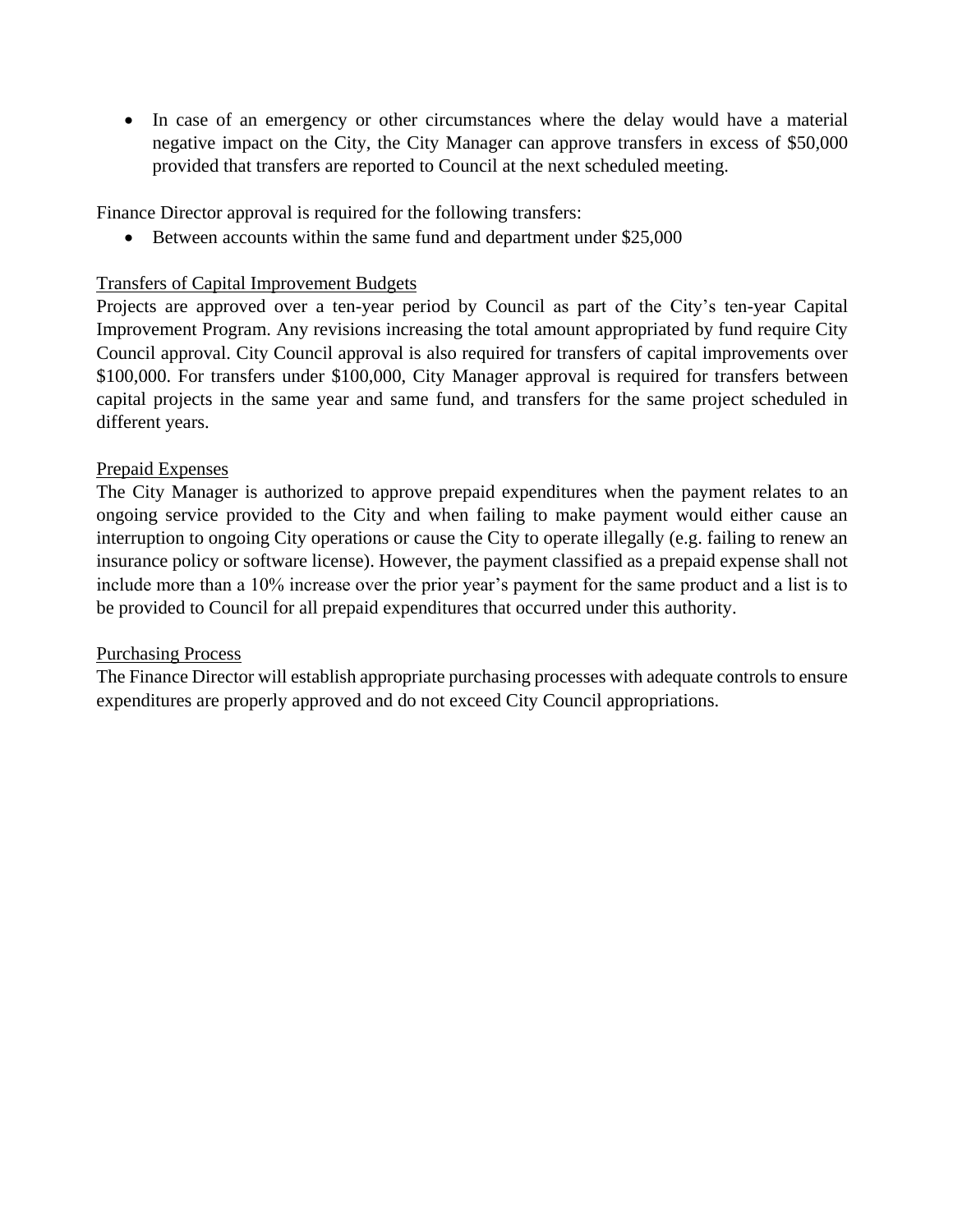- In case of an emergency or other circumstances where the delay would have a material negative impact on the City, the City Manager can approve transfers in excess of $50,000 provided that transfers are reported to Council at the next scheduled meeting.

Finance Director approval is required for the following transfers:

- Between accounts within the same fund and department under $25,000

Transfers of Capital Improvement Budgets

Projects are approved over a ten-year period by Council as part of the City's ten-year Capital Improvement Program. Any revisions increasing the total amount appropriated by fund require City Council approval. City Council approval is also required for transfers of capital improvements over $100,000. For transfers under $100,000, City Manager approval is required for transfers between capital projects in the same year and same fund, and transfers for the same project scheduled in different years.

Prepaid Expenses

The City Manager is authorized to approve prepaid expenditures when the payment relates to an ongoing service provided to the City and when failing to make payment would either cause an interruption to ongoing City operations or cause the City to operate illegally (e.g. failing to renew an insurance policy or software license). However, the payment classified as a prepaid expense shall not include more than a 10% increase over the prior year's payment for the same product and a list is to be provided to Council for all prepaid expenditures that occurred under this authority.

Purchasing Process

The Finance Director will establish appropriate purchasing processes with adequate controls to ensure expenditures are properly approved and do not exceed City Council appropriations.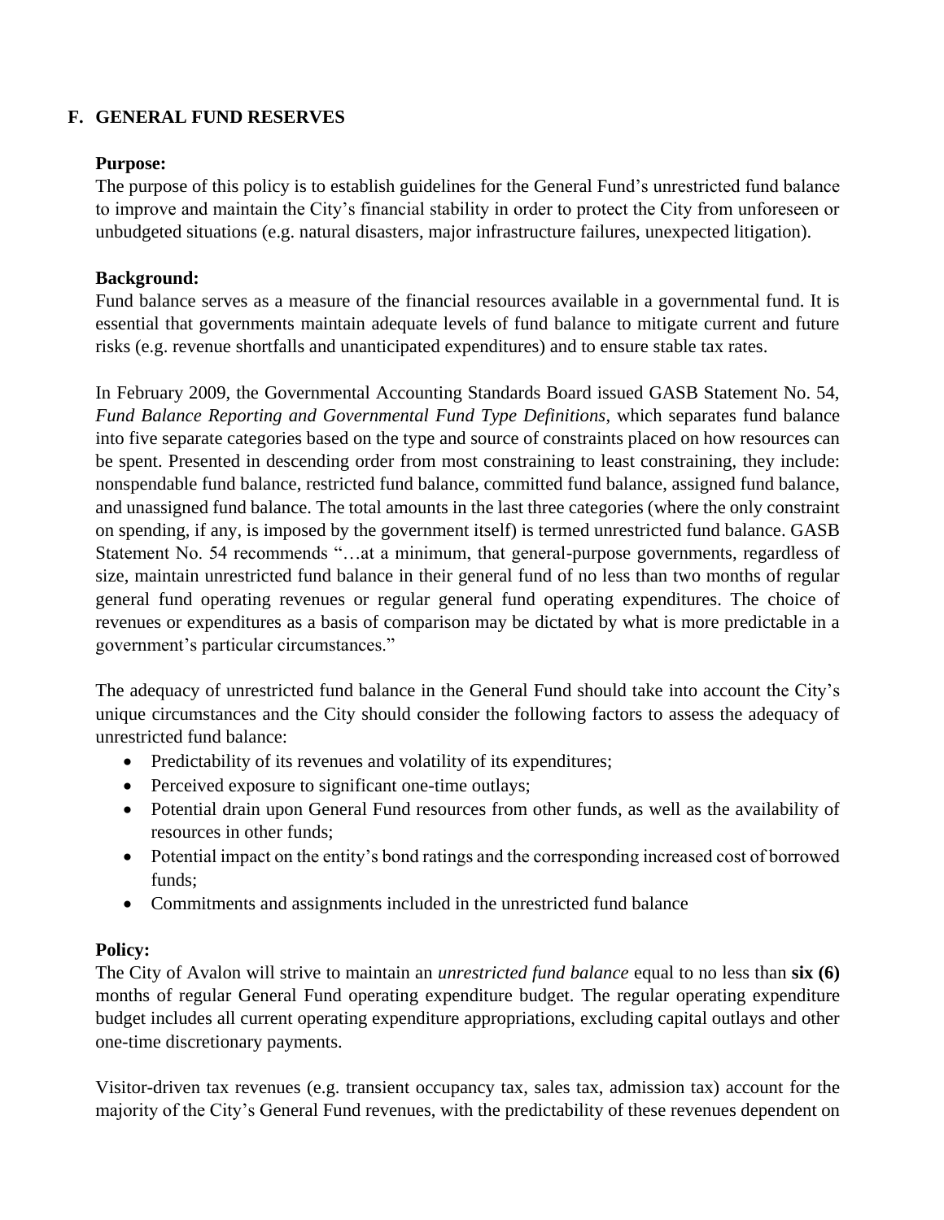## F. GENERAL FUND RESERVES

**Purpose:**
The purpose of this policy is to establish guidelines for the General Fund's unrestricted fund balance to improve and maintain the City's financial stability in order to protect the City from unforeseen or unbudgeted situations (e.g. natural disasters, major infrastructure failures, unexpected litigation).

**Background:**
Fund balance serves as a measure of the financial resources available in a governmental fund. It is essential that governments maintain adequate levels of fund balance to mitigate current and future risks (e.g. revenue shortfalls and unanticipated expenditures) and to ensure stable tax rates.

In February 2009, the Governmental Accounting Standards Board issued GASB Statement No. 54, *Fund Balance Reporting and Governmental Fund Type Definitions*, which separates fund balance into five separate categories based on the type and source of constraints placed on how resources can be spent. Presented in descending order from most constraining to least constraining, they include: nonspendable fund balance, restricted fund balance, committed fund balance, assigned fund balance, and unassigned fund balance. The total amounts in the last three categories (where the only constraint on spending, if any, is imposed by the government itself) is termed unrestricted fund balance. GASB Statement No. 54 recommends "…at a minimum, that general-purpose governments, regardless of size, maintain unrestricted fund balance in their general fund of no less than two months of regular general fund operating revenues or regular general fund operating expenditures. The choice of revenues or expenditures as a basis of comparison may be dictated by what is more predictable in a government's particular circumstances."

The adequacy of unrestricted fund balance in the General Fund should take into account the City's unique circumstances and the City should consider the following factors to assess the adequacy of unrestricted fund balance:

- Predictability of its revenues and volatility of its expenditures;
- Perceived exposure to significant one-time outlays;
- Potential drain upon General Fund resources from other funds, as well as the availability of resources in other funds;
- Potential impact on the entity's bond ratings and the corresponding increased cost of borrowed funds;
- Commitments and assignments included in the unrestricted fund balance

**Policy:**
The City of Avalon will strive to maintain an *unrestricted fund balance* equal to no less than **six (6)** months of regular General Fund operating expenditure budget. The regular operating expenditure budget includes all current operating expenditure appropriations, excluding capital outlays and other one-time discretionary payments.

Visitor-driven tax revenues (e.g. transient occupancy tax, sales tax, admission tax) account for the majority of the City's General Fund revenues, with the predictability of these revenues dependent on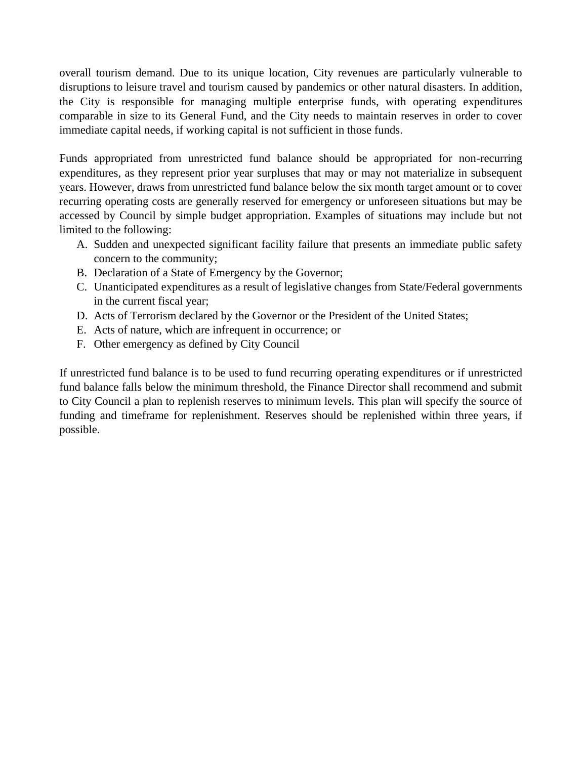overall tourism demand. Due to its unique location, City revenues are particularly vulnerable to disruptions to leisure travel and tourism caused by pandemics or other natural disasters. In addition, the City is responsible for managing multiple enterprise funds, with operating expenditures comparable in size to its General Fund, and the City needs to maintain reserves in order to cover immediate capital needs, if working capital is not sufficient in those funds.

Funds appropriated from unrestricted fund balance should be appropriated for non-recurring expenditures, as they represent prior year surpluses that may or may not materialize in subsequent years. However, draws from unrestricted fund balance below the six month target amount or to cover recurring operating costs are generally reserved for emergency or unforeseen situations but may be accessed by Council by simple budget appropriation. Examples of situations may include but not limited to the following:

A. Sudden and unexpected significant facility failure that presents an immediate public safety concern to the community;
B. Declaration of a State of Emergency by the Governor;
C. Unanticipated expenditures as a result of legislative changes from State/Federal governments in the current fiscal year;
D. Acts of Terrorism declared by the Governor or the President of the United States;
E. Acts of nature, which are infrequent in occurrence; or
F. Other emergency as defined by City Council

If unrestricted fund balance is to be used to fund recurring operating expenditures or if unrestricted fund balance falls below the minimum threshold, the Finance Director shall recommend and submit to City Council a plan to replenish reserves to minimum levels. This plan will specify the source of funding and timeframe for replenishment. Reserves should be replenished within three years, if possible.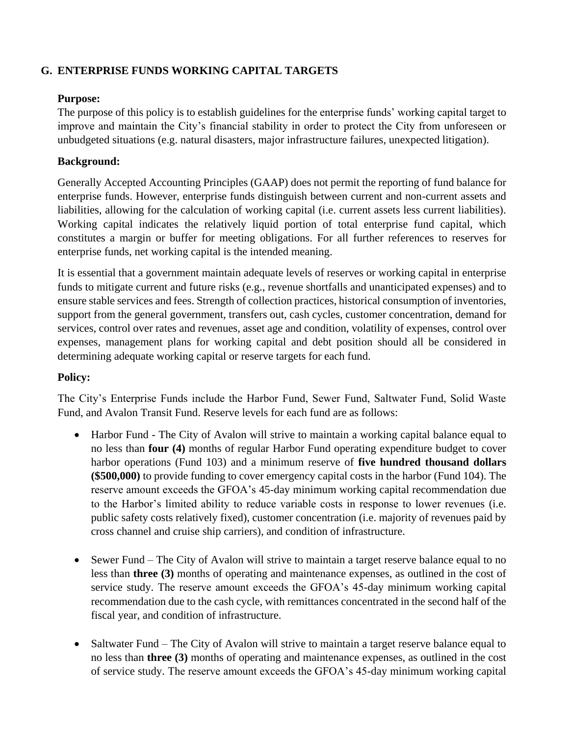## G. ENTERPRISE FUNDS WORKING CAPITAL TARGETS

**Purpose:**

The purpose of this policy is to establish guidelines for the enterprise funds' working capital target to improve and maintain the City's financial stability in order to protect the City from unforeseen or unbudgeted situations (e.g. natural disasters, major infrastructure failures, unexpected litigation).

**Background:**

Generally Accepted Accounting Principles (GAAP) does not permit the reporting of fund balance for enterprise funds. However, enterprise funds distinguish between current and non-current assets and liabilities, allowing for the calculation of working capital (i.e. current assets less current liabilities). Working capital indicates the relatively liquid portion of total enterprise fund capital, which constitutes a margin or buffer for meeting obligations. For all further references to reserves for enterprise funds, net working capital is the intended meaning.

It is essential that a government maintain adequate levels of reserves or working capital in enterprise funds to mitigate current and future risks (e.g., revenue shortfalls and unanticipated expenses) and to ensure stable services and fees. Strength of collection practices, historical consumption of inventories, support from the general government, transfers out, cash cycles, customer concentration, demand for services, control over rates and revenues, asset age and condition, volatility of expenses, control over expenses, management plans for working capital and debt position should all be considered in determining adequate working capital or reserve targets for each fund.

**Policy:**

The City's Enterprise Funds include the Harbor Fund, Sewer Fund, Saltwater Fund, Solid Waste Fund, and Avalon Transit Fund. Reserve levels for each fund are as follows:

- Harbor Fund - The City of Avalon will strive to maintain a working capital balance equal to no less than **four (4)** months of regular Harbor Fund operating expenditure budget to cover harbor operations (Fund 103) and a minimum reserve of **five hundred thousand dollars ($500,000)** to provide funding to cover emergency capital costs in the harbor (Fund 104). The reserve amount exceeds the GFOA's 45-day minimum working capital recommendation due to the Harbor's limited ability to reduce variable costs in response to lower revenues (i.e. public safety costs relatively fixed), customer concentration (i.e. majority of revenues paid by cross channel and cruise ship carriers), and condition of infrastructure.

- Sewer Fund – The City of Avalon will strive to maintain a target reserve balance equal to no less than **three (3)** months of operating and maintenance expenses, as outlined in the cost of service study. The reserve amount exceeds the GFOA's 45-day minimum working capital recommendation due to the cash cycle, with remittances concentrated in the second half of the fiscal year, and condition of infrastructure.

- Saltwater Fund – The City of Avalon will strive to maintain a target reserve balance equal to no less than **three (3)** months of operating and maintenance expenses, as outlined in the cost of service study. The reserve amount exceeds the GFOA's 45-day minimum working capital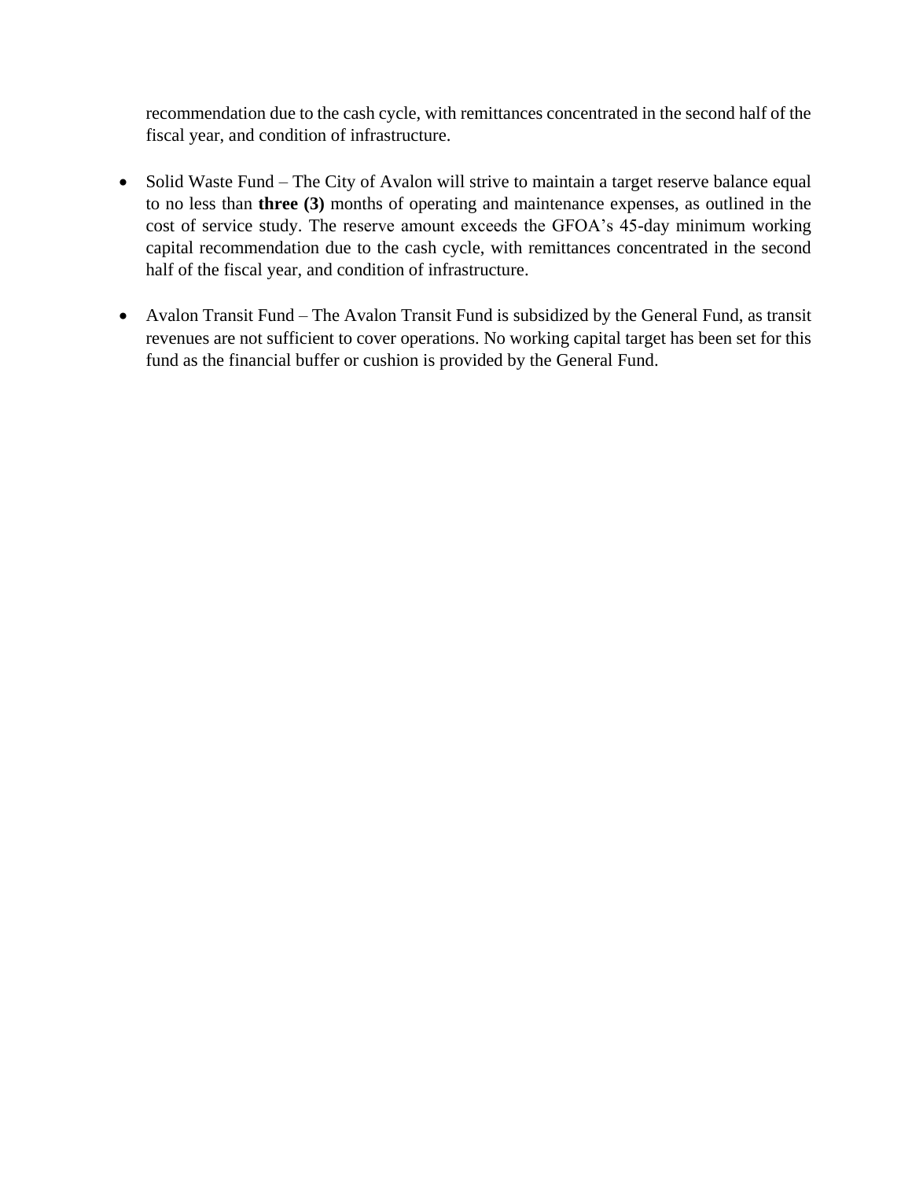recommendation due to the cash cycle, with remittances concentrated in the second half of the fiscal year, and condition of infrastructure.

- Solid Waste Fund – The City of Avalon will strive to maintain a target reserve balance equal to no less than **three (3)** months of operating and maintenance expenses, as outlined in the cost of service study. The reserve amount exceeds the GFOA's 45-day minimum working capital recommendation due to the cash cycle, with remittances concentrated in the second half of the fiscal year, and condition of infrastructure.

- Avalon Transit Fund – The Avalon Transit Fund is subsidized by the General Fund, as transit revenues are not sufficient to cover operations. No working capital target has been set for this fund as the financial buffer or cushion is provided by the General Fund.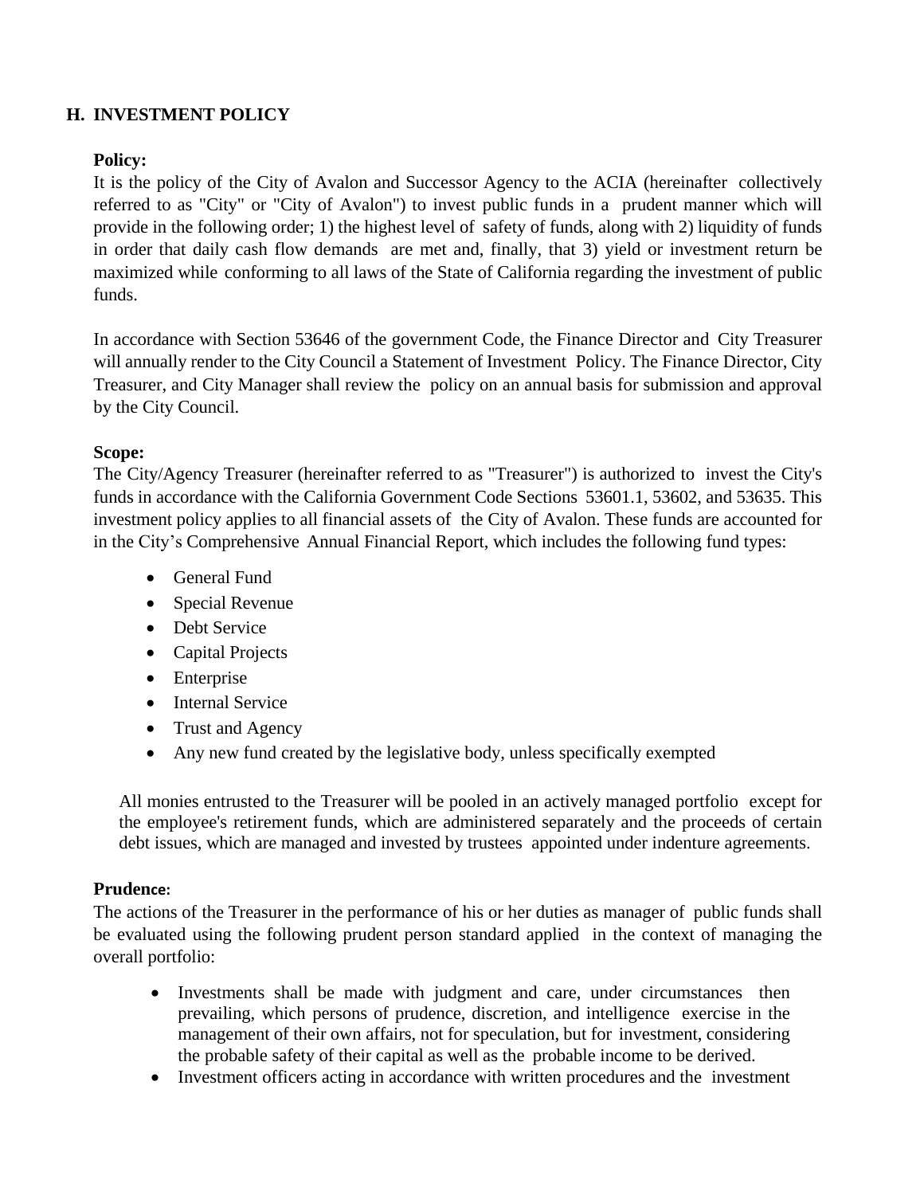## H. INVESTMENT POLICY

**Policy:**
It is the policy of the City of Avalon and Successor Agency to the ACIA (hereinafter collectively referred to as "City" or "City of Avalon") to invest public funds in a prudent manner which will provide in the following order; 1) the highest level of safety of funds, along with 2) liquidity of funds in order that daily cash flow demands are met and, finally, that 3) yield or investment return be maximized while conforming to all laws of the State of California regarding the investment of public funds.

In accordance with Section 53646 of the government Code, the Finance Director and City Treasurer will annually render to the City Council a Statement of Investment Policy. The Finance Director, City Treasurer, and City Manager shall review the policy on an annual basis for submission and approval by the City Council.

**Scope:**
The City/Agency Treasurer (hereinafter referred to as "Treasurer") is authorized to invest the City's funds in accordance with the California Government Code Sections 53601.1, 53602, and 53635. This investment policy applies to all financial assets of the City of Avalon. These funds are accounted for in the City's Comprehensive Annual Financial Report, which includes the following fund types:

- General Fund
- Special Revenue
- Debt Service
- Capital Projects
- Enterprise
- Internal Service
- Trust and Agency
- Any new fund created by the legislative body, unless specifically exempted

All monies entrusted to the Treasurer will be pooled in an actively managed portfolio except for the employee's retirement funds, which are administered separately and the proceeds of certain debt issues, which are managed and invested by trustees appointed under indenture agreements.

**Prudence:**
The actions of the Treasurer in the performance of his or her duties as manager of public funds shall be evaluated using the following prudent person standard applied in the context of managing the overall portfolio:

- Investments shall be made with judgment and care, under circumstances then prevailing, which persons of prudence, discretion, and intelligence exercise in the management of their own affairs, not for speculation, but for investment, considering the probable safety of their capital as well as the probable income to be derived.
- Investment officers acting in accordance with written procedures and the investment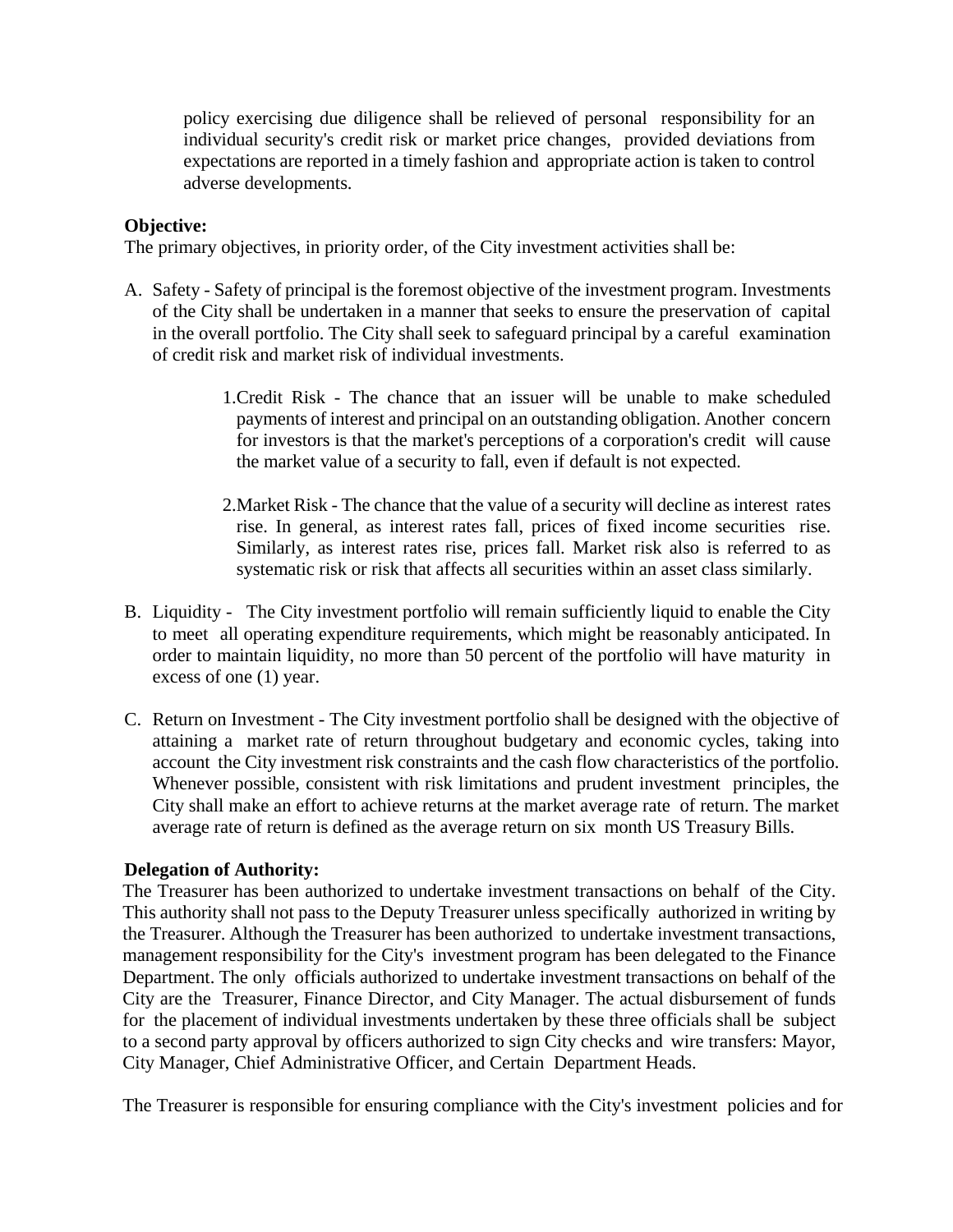policy exercising due diligence shall be relieved of personal responsibility for an individual security's credit risk or market price changes, provided deviations from expectations are reported in a timely fashion and appropriate action is taken to control adverse developments.

**Objective:**

The primary objectives, in priority order, of the City investment activities shall be:

A. Safety - Safety of principal is the foremost objective of the investment program. Investments of the City shall be undertaken in a manner that seeks to ensure the preservation of capital in the overall portfolio. The City shall seek to safeguard principal by a careful examination of credit risk and market risk of individual investments.

    1. Credit Risk - The chance that an issuer will be unable to make scheduled payments of interest and principal on an outstanding obligation. Another concern for investors is that the market's perceptions of a corporation's credit will cause the market value of a security to fall, even if default is not expected.

    2. Market Risk - The chance that the value of a security will decline as interest rates rise. In general, as interest rates fall, prices of fixed income securities rise. Similarly, as interest rates rise, prices fall. Market risk also is referred to as systematic risk or risk that affects all securities within an asset class similarly.

B. Liquidity - The City investment portfolio will remain sufficiently liquid to enable the City to meet all operating expenditure requirements, which might be reasonably anticipated. In order to maintain liquidity, no more than 50 percent of the portfolio will have maturity in excess of one (1) year.

C. Return on Investment - The City investment portfolio shall be designed with the objective of attaining a market rate of return throughout budgetary and economic cycles, taking into account the City investment risk constraints and the cash flow characteristics of the portfolio. Whenever possible, consistent with risk limitations and prudent investment principles, the City shall make an effort to achieve returns at the market average rate of return. The market average rate of return is defined as the average return on six month US Treasury Bills.

**Delegation of Authority:**

The Treasurer has been authorized to undertake investment transactions on behalf of the City. This authority shall not pass to the Deputy Treasurer unless specifically authorized in writing by the Treasurer. Although the Treasurer has been authorized to undertake investment transactions, management responsibility for the City's investment program has been delegated to the Finance Department. The only officials authorized to undertake investment transactions on behalf of the City are the Treasurer, Finance Director, and City Manager. The actual disbursement of funds for the placement of individual investments undertaken by these three officials shall be subject to a second party approval by officers authorized to sign City checks and wire transfers: Mayor, City Manager, Chief Administrative Officer, and Certain Department Heads.

The Treasurer is responsible for ensuring compliance with the City's investment policies and for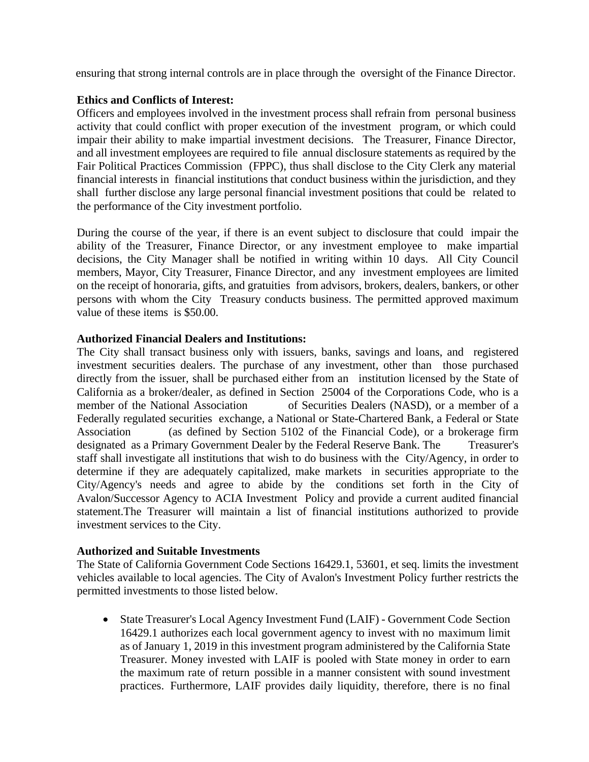ensuring that strong internal controls are in place through the oversight of the Finance Director.

**Ethics and Conflicts of Interest:**
Officers and employees involved in the investment process shall refrain from personal business activity that could conflict with proper execution of the investment program, or which could impair their ability to make impartial investment decisions. The Treasurer, Finance Director, and all investment employees are required to file annual disclosure statements as required by the Fair Political Practices Commission (FPPC), thus shall disclose to the City Clerk any material financial interests in financial institutions that conduct business within the jurisdiction, and they shall further disclose any large personal financial investment positions that could be related to the performance of the City investment portfolio.

During the course of the year, if there is an event subject to disclosure that could impair the ability of the Treasurer, Finance Director, or any investment employee to make impartial decisions, the City Manager shall be notified in writing within 10 days. All City Council members, Mayor, City Treasurer, Finance Director, and any investment employees are limited on the receipt of honoraria, gifts, and gratuities from advisors, brokers, dealers, bankers, or other persons with whom the City Treasury conducts business. The permitted approved maximum value of these items is $50.00.

**Authorized Financial Dealers and Institutions:**
The City shall transact business only with issuers, banks, savings and loans, and registered investment securities dealers. The purchase of any investment, other than those purchased directly from the issuer, shall be purchased either from an institution licensed by the State of California as a broker/dealer, as defined in Section 25004 of the Corporations Code, who is a member of the National Association of Securities Dealers (NASD), or a member of a Federally regulated securities exchange, a National or State-Chartered Bank, a Federal or State Association (as defined by Section 5102 of the Financial Code), or a brokerage firm designated as a Primary Government Dealer by the Federal Reserve Bank. The Treasurer's staff shall investigate all institutions that wish to do business with the City/Agency, in order to determine if they are adequately capitalized, make markets in securities appropriate to the City/Agency's needs and agree to abide by the conditions set forth in the City of Avalon/Successor Agency to ACIA Investment Policy and provide a current audited financial statement.The Treasurer will maintain a list of financial institutions authorized to provide investment services to the City.

**Authorized and Suitable Investments**
The State of California Government Code Sections 16429.1, 53601, et seq. limits the investment vehicles available to local agencies. The City of Avalon's Investment Policy further restricts the permitted investments to those listed below.

- State Treasurer's Local Agency Investment Fund (LAIF) - Government Code Section 16429.1 authorizes each local government agency to invest with no maximum limit as of January 1, 2019 in this investment program administered by the California State Treasurer. Money invested with LAIF is pooled with State money in order to earn the maximum rate of return possible in a manner consistent with sound investment practices. Furthermore, LAIF provides daily liquidity, therefore, there is no final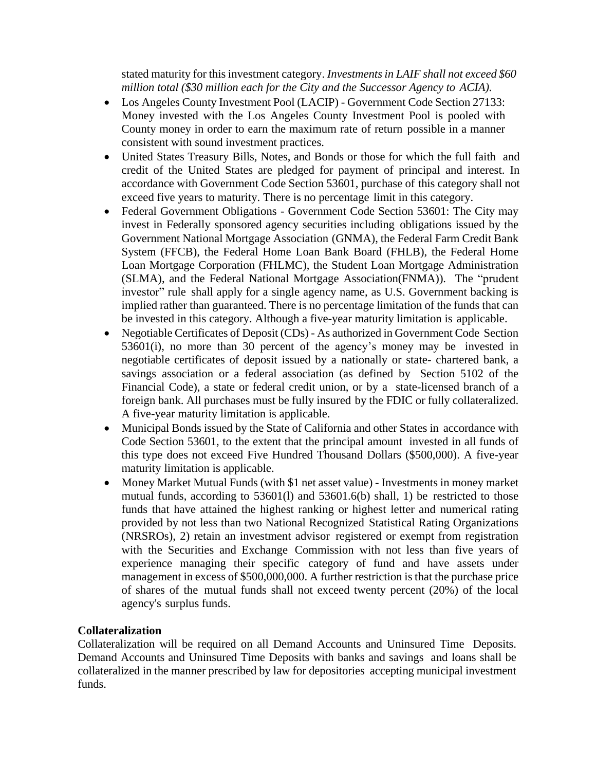stated maturity for this investment category. *Investments in LAIF shall not exceed $60 million total ($30 million each for the City and the Successor Agency to ACIA).*

- Los Angeles County Investment Pool (LACIP) - Government Code Section 27133: Money invested with the Los Angeles County Investment Pool is pooled with County money in order to earn the maximum rate of return possible in a manner consistent with sound investment practices.
- United States Treasury Bills, Notes, and Bonds or those for which the full faith and credit of the United States are pledged for payment of principal and interest. In accordance with Government Code Section 53601, purchase of this category shall not exceed five years to maturity. There is no percentage limit in this category.
- Federal Government Obligations - Government Code Section 53601: The City may invest in Federally sponsored agency securities including obligations issued by the Government National Mortgage Association (GNMA), the Federal Farm Credit Bank System (FFCB), the Federal Home Loan Bank Board (FHLB), the Federal Home Loan Mortgage Corporation (FHLMC), the Student Loan Mortgage Administration (SLMA), and the Federal National Mortgage Association(FNMA)). The "prudent investor" rule shall apply for a single agency name, as U.S. Government backing is implied rather than guaranteed. There is no percentage limitation of the funds that can be invested in this category. Although a five-year maturity limitation is applicable.
- Negotiable Certificates of Deposit (CDs) - As authorized in Government Code Section 53601(i), no more than 30 percent of the agency's money may be invested in negotiable certificates of deposit issued by a nationally or state- chartered bank, a savings association or a federal association (as defined by Section 5102 of the Financial Code), a state or federal credit union, or by a state-licensed branch of a foreign bank. All purchases must be fully insured by the FDIC or fully collateralized. A five-year maturity limitation is applicable.
- Municipal Bonds issued by the State of California and other States in accordance with Code Section 53601, to the extent that the principal amount invested in all funds of this type does not exceed Five Hundred Thousand Dollars ($500,000). A five-year maturity limitation is applicable.
- Money Market Mutual Funds (with $1 net asset value) - Investments in money market mutual funds, according to 53601(l) and 53601.6(b) shall, 1) be restricted to those funds that have attained the highest ranking or highest letter and numerical rating provided by not less than two National Recognized Statistical Rating Organizations (NRSROs), 2) retain an investment advisor registered or exempt from registration with the Securities and Exchange Commission with not less than five years of experience managing their specific category of fund and have assets under management in excess of $500,000,000. A further restriction is that the purchase price of shares of the mutual funds shall not exceed twenty percent (20%) of the local agency's surplus funds.

**Collateralization**

Collateralization will be required on all Demand Accounts and Uninsured Time Deposits. Demand Accounts and Uninsured Time Deposits with banks and savings and loans shall be collateralized in the manner prescribed by law for depositories accepting municipal investment funds.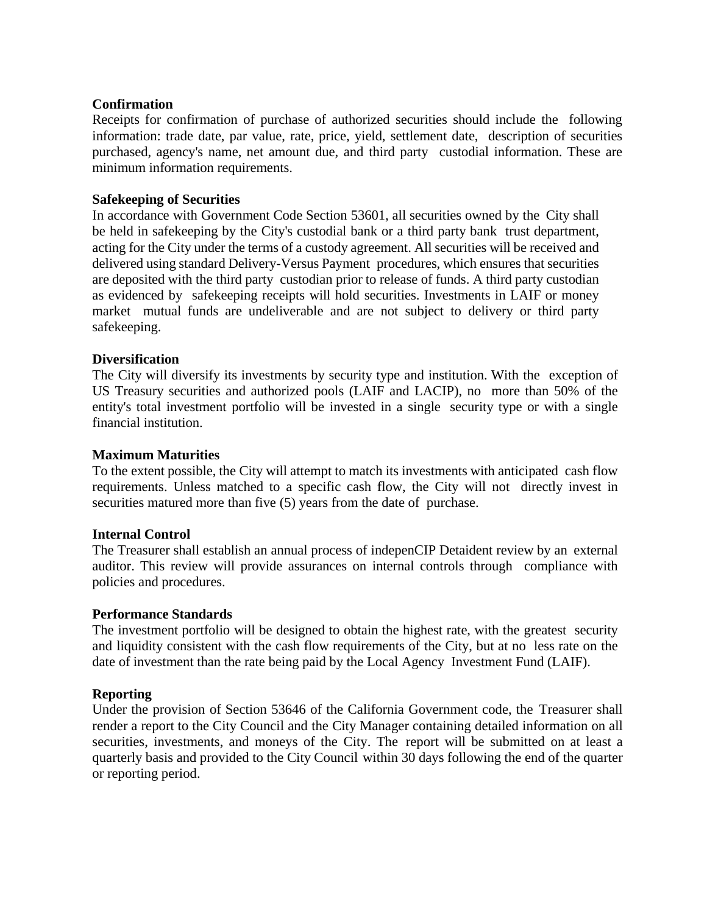**Confirmation**

Receipts for confirmation of purchase of authorized securities should include the following information: trade date, par value, rate, price, yield, settlement date, description of securities purchased, agency's name, net amount due, and third party custodial information. These are minimum information requirements.

**Safekeeping of Securities**

In accordance with Government Code Section 53601, all securities owned by the City shall be held in safekeeping by the City's custodial bank or a third party bank trust department, acting for the City under the terms of a custody agreement. All securities will be received and delivered using standard Delivery-Versus Payment procedures, which ensures that securities are deposited with the third party custodian prior to release of funds. A third party custodian as evidenced by safekeeping receipts will hold securities. Investments in LAIF or money market mutual funds are undeliverable and are not subject to delivery or third party safekeeping.

**Diversification**

The City will diversify its investments by security type and institution. With the exception of US Treasury securities and authorized pools (LAIF and LACIP), no more than 50% of the entity's total investment portfolio will be invested in a single security type or with a single financial institution.

**Maximum Maturities**

To the extent possible, the City will attempt to match its investments with anticipated cash flow requirements. Unless matched to a specific cash flow, the City will not directly invest in securities matured more than five (5) years from the date of purchase.

**Internal Control**

The Treasurer shall establish an annual process of indepenCIP Detaident review by an external auditor. This review will provide assurances on internal controls through compliance with policies and procedures.

**Performance Standards**

The investment portfolio will be designed to obtain the highest rate, with the greatest security and liquidity consistent with the cash flow requirements of the City, but at no less rate on the date of investment than the rate being paid by the Local Agency Investment Fund (LAIF).

**Reporting**

Under the provision of Section 53646 of the California Government code, the Treasurer shall render a report to the City Council and the City Manager containing detailed information on all securities, investments, and moneys of the City. The report will be submitted on at least a quarterly basis and provided to the City Council within 30 days following the end of the quarter or reporting period.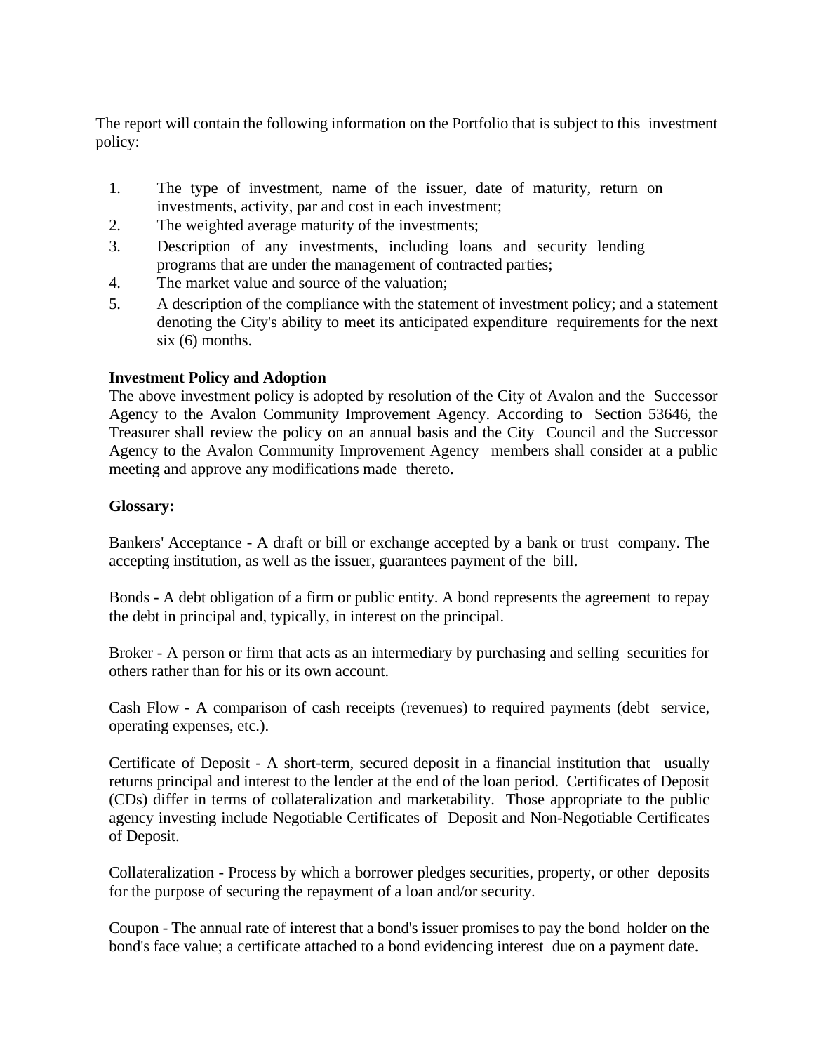The report will contain the following information on the Portfolio that is subject to this investment policy:

1. The type of investment, name of the issuer, date of maturity, return on investments, activity, par and cost in each investment;
2. The weighted average maturity of the investments;
3. Description of any investments, including loans and security lending programs that are under the management of contracted parties;
4. The market value and source of the valuation;
5. A description of the compliance with the statement of investment policy; and a statement denoting the City's ability to meet its anticipated expenditure requirements for the next six (6) months.

**Investment Policy and Adoption**
The above investment policy is adopted by resolution of the City of Avalon and the Successor Agency to the Avalon Community Improvement Agency. According to Section 53646, the Treasurer shall review the policy on an annual basis and the City Council and the Successor Agency to the Avalon Community Improvement Agency members shall consider at a public meeting and approve any modifications made thereto.

**Glossary:**

Bankers' Acceptance - A draft or bill or exchange accepted by a bank or trust company. The accepting institution, as well as the issuer, guarantees payment of the bill.

Bonds - A debt obligation of a firm or public entity. A bond represents the agreement to repay the debt in principal and, typically, in interest on the principal.

Broker - A person or firm that acts as an intermediary by purchasing and selling securities for others rather than for his or its own account.

Cash Flow - A comparison of cash receipts (revenues) to required payments (debt service, operating expenses, etc.).

Certificate of Deposit - A short-term, secured deposit in a financial institution that usually returns principal and interest to the lender at the end of the loan period. Certificates of Deposit (CDs) differ in terms of collateralization and marketability. Those appropriate to the public agency investing include Negotiable Certificates of Deposit and Non-Negotiable Certificates of Deposit.

Collateralization - Process by which a borrower pledges securities, property, or other deposits for the purpose of securing the repayment of a loan and/or security.

Coupon - The annual rate of interest that a bond's issuer promises to pay the bond holder on the bond's face value; a certificate attached to a bond evidencing interest due on a payment date.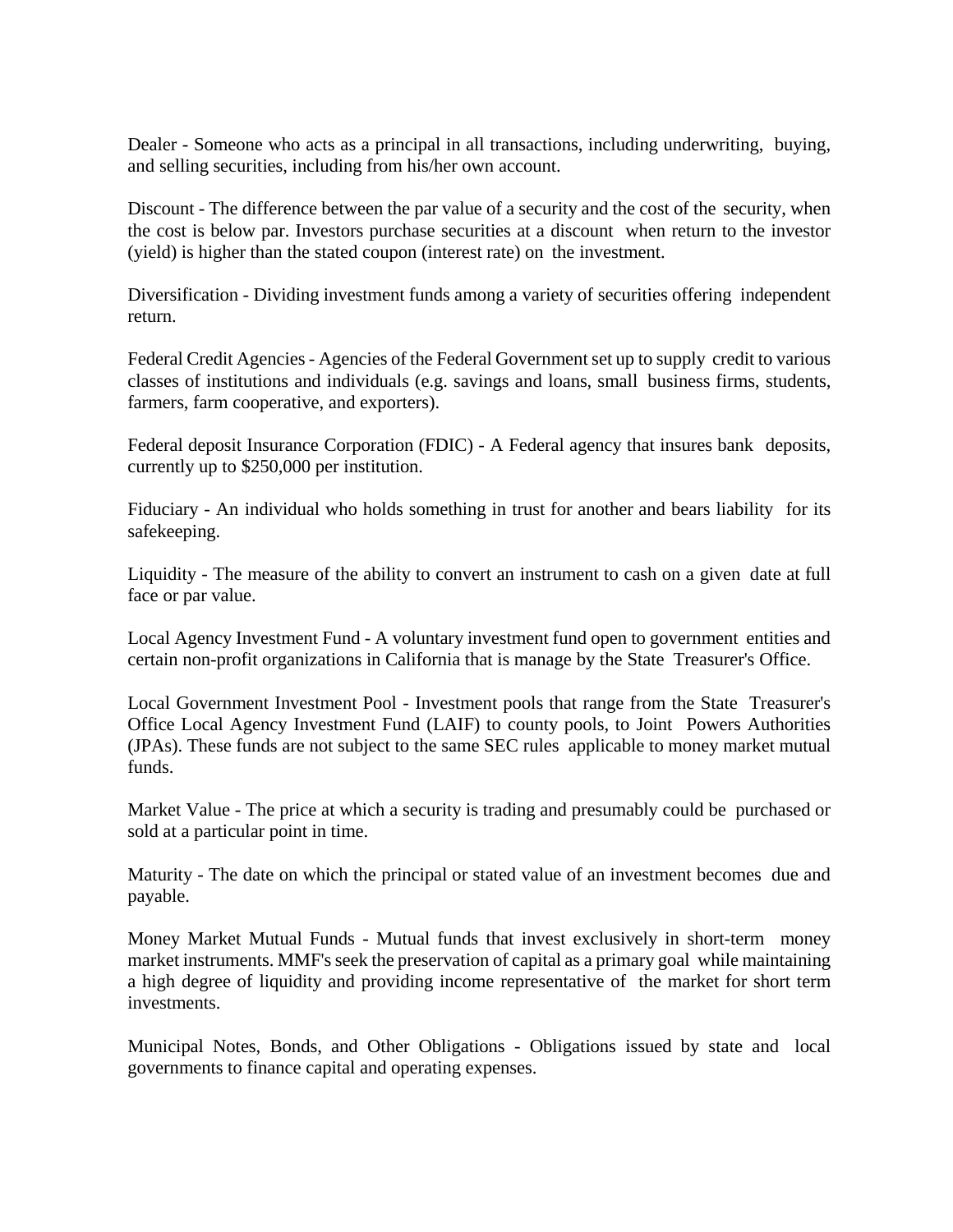Dealer - Someone who acts as a principal in all transactions, including underwriting, buying, and selling securities, including from his/her own account.

Discount - The difference between the par value of a security and the cost of the security, when the cost is below par. Investors purchase securities at a discount when return to the investor (yield) is higher than the stated coupon (interest rate) on the investment.

Diversification - Dividing investment funds among a variety of securities offering independent return.

Federal Credit Agencies - Agencies of the Federal Government set up to supply credit to various classes of institutions and individuals (e.g. savings and loans, small business firms, students, farmers, farm cooperative, and exporters).

Federal deposit Insurance Corporation (FDIC) - A Federal agency that insures bank deposits, currently up to $250,000 per institution.

Fiduciary - An individual who holds something in trust for another and bears liability for its safekeeping.

Liquidity - The measure of the ability to convert an instrument to cash on a given date at full face or par value.

Local Agency Investment Fund - A voluntary investment fund open to government entities and certain non-profit organizations in California that is manage by the State Treasurer's Office.

Local Government Investment Pool - Investment pools that range from the State Treasurer's Office Local Agency Investment Fund (LAIF) to county pools, to Joint Powers Authorities (JPAs). These funds are not subject to the same SEC rules applicable to money market mutual funds.

Market Value - The price at which a security is trading and presumably could be purchased or sold at a particular point in time.

Maturity - The date on which the principal or stated value of an investment becomes due and payable.

Money Market Mutual Funds - Mutual funds that invest exclusively in short-term money market instruments. MMF's seek the preservation of capital as a primary goal while maintaining a high degree of liquidity and providing income representative of the market for short term investments.

Municipal Notes, Bonds, and Other Obligations - Obligations issued by state and local governments to finance capital and operating expenses.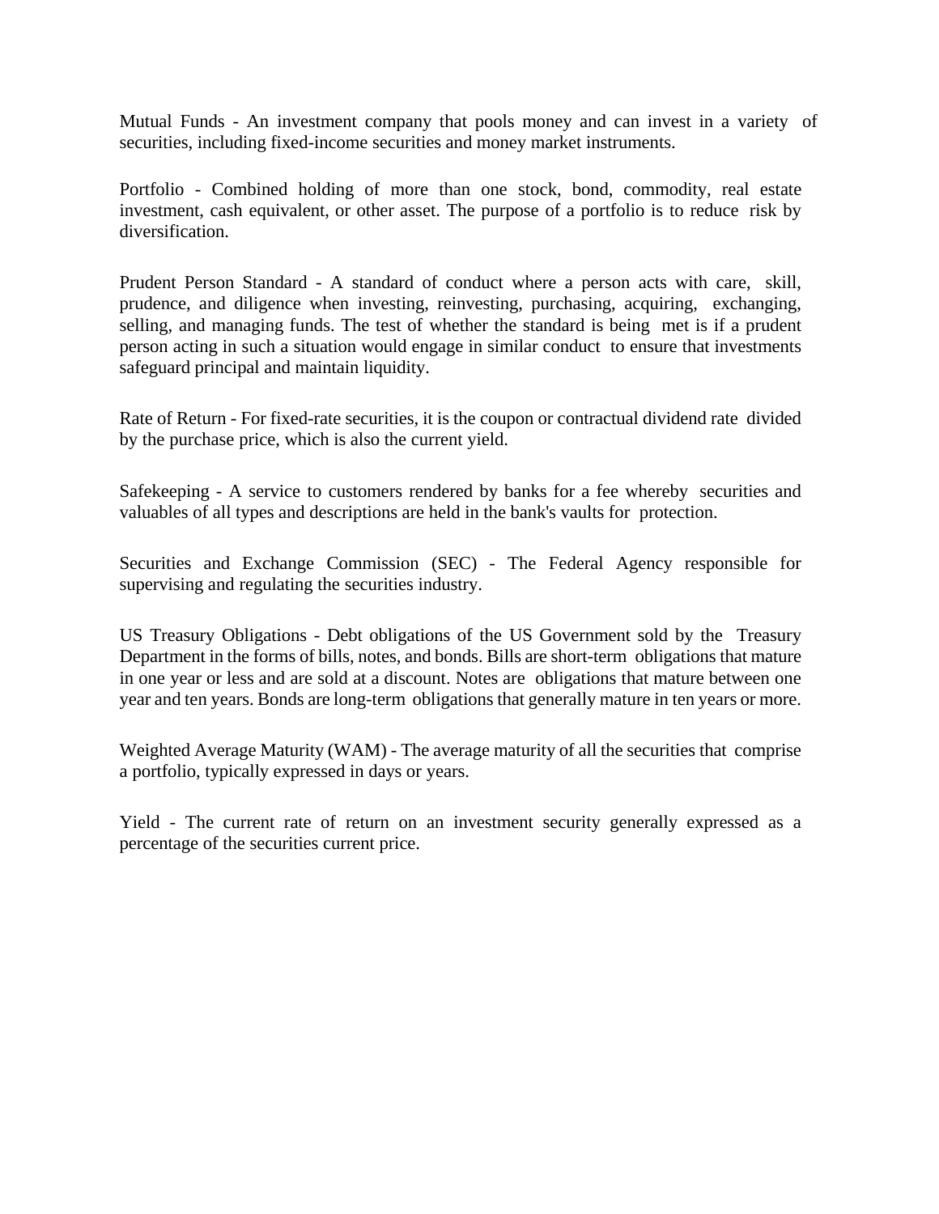Mutual Funds - An investment company that pools money and can invest in a variety of securities, including fixed-income securities and money market instruments.

Portfolio - Combined holding of more than one stock, bond, commodity, real estate investment, cash equivalent, or other asset. The purpose of a portfolio is to reduce risk by diversification.

Prudent Person Standard - A standard of conduct where a person acts with care, skill, prudence, and diligence when investing, reinvesting, purchasing, acquiring, exchanging, selling, and managing funds. The test of whether the standard is being met is if a prudent person acting in such a situation would engage in similar conduct to ensure that investments safeguard principal and maintain liquidity.

Rate of Return - For fixed-rate securities, it is the coupon or contractual dividend rate divided by the purchase price, which is also the current yield.

Safekeeping - A service to customers rendered by banks for a fee whereby securities and valuables of all types and descriptions are held in the bank's vaults for protection.

Securities and Exchange Commission (SEC) - The Federal Agency responsible for supervising and regulating the securities industry.

US Treasury Obligations - Debt obligations of the US Government sold by the Treasury Department in the forms of bills, notes, and bonds. Bills are short-term obligations that mature in one year or less and are sold at a discount. Notes are obligations that mature between one year and ten years. Bonds are long-term obligations that generally mature in ten years or more.

Weighted Average Maturity (WAM) - The average maturity of all the securities that comprise a portfolio, typically expressed in days or years.

Yield - The current rate of return on an investment security generally expressed as a percentage of the securities current price.